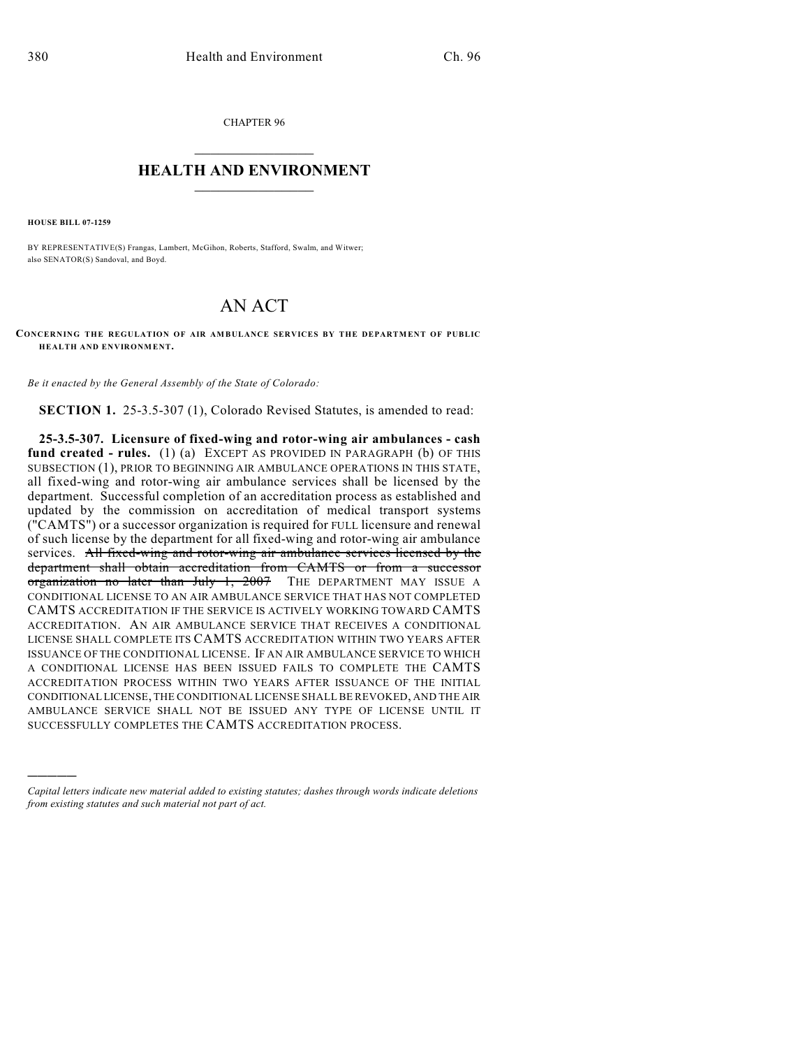CHAPTER 96

## HEALTH AND ENVIRONMENT

**HOUSE BILL 07-1259**

BY REPRESENTATIVE(S) Frangas, Lambert, McGihon, Roberts, Stafford, Swalm, and Witwer; also SENATOR(S) Sandoval, and Boyd.

# AN ACT

**CONCERNING THE REGULATION OF AIR AMBULANCE SERVICES BY THE DEPARTMENT OF PUBLIC HEALTH AND ENVIRONMENT.**

*Be it enacted by the General Assembly of the State of Colorado:*

**SECTION 1.** 25-3.5-307 (1), Colorado Revised Statutes, is amended to read:

**25-3.5-307. Licensure of fixed-wing and rotor-wing air ambulances - cash fund created - rules.** (1) (a) EXCEPT AS PROVIDED IN PARAGRAPH (b) OF THIS SUBSECTION (1), PRIOR TO BEGINNING AIR AMBULANCE OPERATIONS IN THIS STATE, all fixed-wing and rotor-wing air ambulance services shall be licensed by the department. Successful completion of an accreditation process as established and updated by the commission on accreditation of medical transport systems ("CAMTS") or a successor organization is required for FULL licensure and renewal of such license by the department for all fixed-wing and rotor-wing air ambulance services. ~~All fixed-wing and rotor-wing air ambulance services licensed by the department shall obtain accreditation from CAMTS or from a successor organization no later than July 1, 2007~~ THE DEPARTMENT MAY ISSUE A CONDITIONAL LICENSE TO AN AIR AMBULANCE SERVICE THAT HAS NOT COMPLETED CAMTS ACCREDITATION IF THE SERVICE IS ACTIVELY WORKING TOWARD CAMTS ACCREDITATION. AN AIR AMBULANCE SERVICE THAT RECEIVES A CONDITIONAL LICENSE SHALL COMPLETE ITS CAMTS ACCREDITATION WITHIN TWO YEARS AFTER ISSUANCE OF THE CONDITIONAL LICENSE. IF AN AIR AMBULANCE SERVICE TO WHICH A CONDITIONAL LICENSE HAS BEEN ISSUED FAILS TO COMPLETE THE CAMTS ACCREDITATION PROCESS WITHIN TWO YEARS AFTER ISSUANCE OF THE INITIAL CONDITIONAL LICENSE, THE CONDITIONAL LICENSE SHALL BE REVOKED, AND THE AIR AMBULANCE SERVICE SHALL NOT BE ISSUED ANY TYPE OF LICENSE UNTIL IT SUCCESSFULLY COMPLETES THE CAMTS ACCREDITATION PROCESS.

---

*Capital letters indicate new material added to existing statutes; dashes through words indicate deletions from existing statutes and such material not part of act.*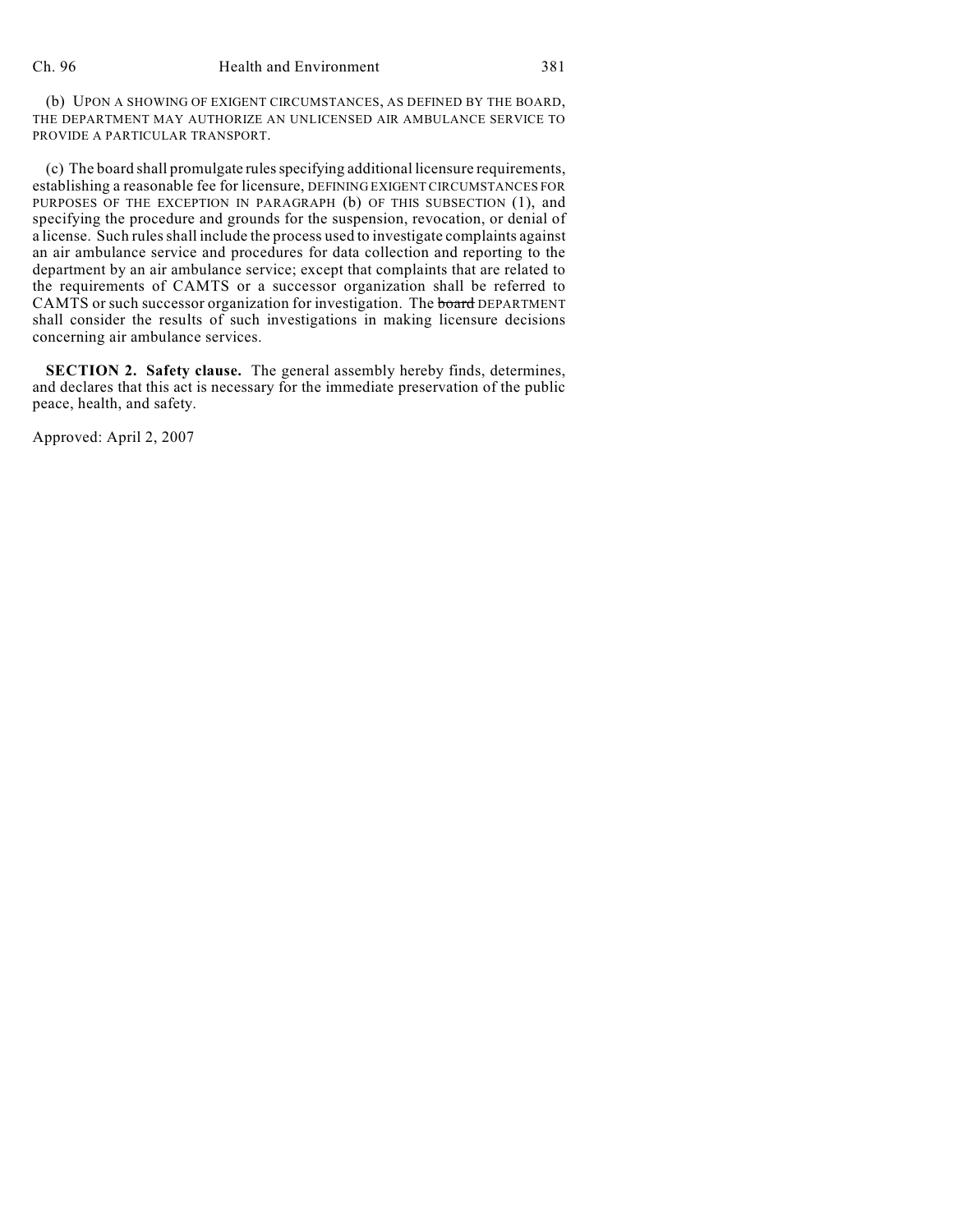(b) UPON A SHOWING OF EXIGENT CIRCUMSTANCES, AS DEFINED BY THE BOARD, THE DEPARTMENT MAY AUTHORIZE AN UNLICENSED AIR AMBULANCE SERVICE TO PROVIDE A PARTICULAR TRANSPORT.

(c) The board shall promulgate rules specifying additional licensure requirements, establishing a reasonable fee for licensure, DEFINING EXIGENT CIRCUMSTANCES FOR PURPOSES OF THE EXCEPTION IN PARAGRAPH (b) OF THIS SUBSECTION (1), and specifying the procedure and grounds for the suspension, revocation, or denial of a license. Such rules shall include the process used to investigate complaints against an air ambulance service and procedures for data collection and reporting to the department by an air ambulance service; except that complaints that are related to the requirements of CAMTS or a successor organization shall be referred to CAMTS or such successor organization for investigation. The ~~board~~ DEPARTMENT shall consider the results of such investigations in making licensure decisions concerning air ambulance services.

**SECTION 2. Safety clause.** The general assembly hereby finds, determines, and declares that this act is necessary for the immediate preservation of the public peace, health, and safety.

Approved: April 2, 2007